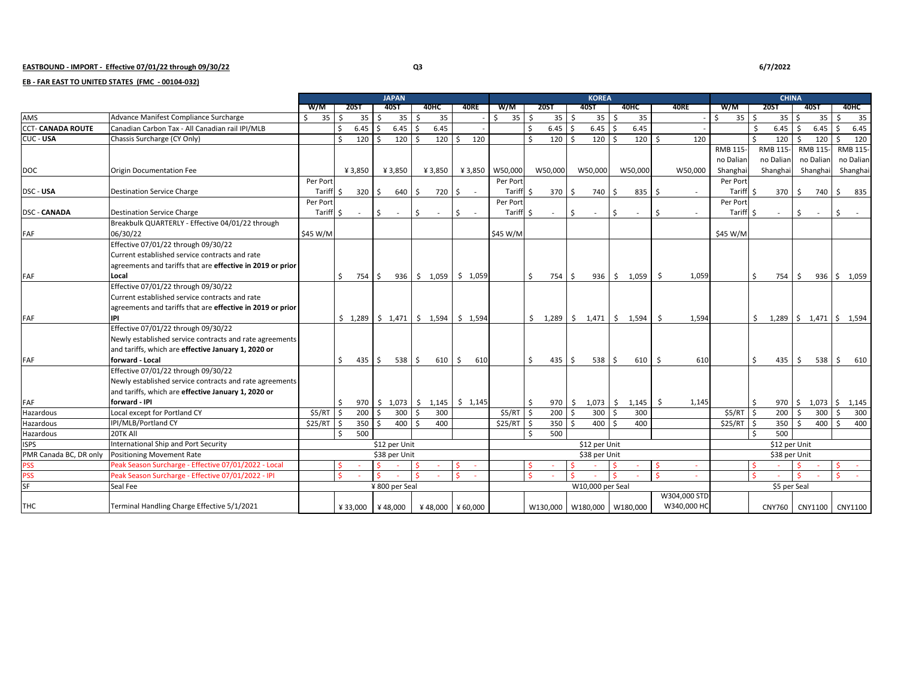**EASTBOUND - IMPORT - Effective 07/01/22 through 09/30/22** Q3 6/7/2022

**EB - FAR EAST TO UNITED STATES (FMC - 00104-032)**

| | | JAPAN | | | | | KOREA | | | | | CHINA | | | |
|---|---|---|---|---|---|---|---|---|---|---|---|---|---|---|---|
| | | W/M | 20ST | 40ST | 40HC | 40RE | W/M | 20ST | 40ST | 40HC | 40RE | W/M | 20ST | 40ST | 40HC |
| AMS | Advance Manifest Compliance Surcharge | $ 35 | $ 35 | $ 35 | $ 35 | - | $ 35 | $ 35 | $ 35 | $ 35 | - | $ 35 | $ 35 | $ 35 | $ 35 |
| CCT- **CANADA ROUTE** | Canadian Carbon Tax - All Canadian rail IPI/MLB | | $ 6.45 | $ 6.45 | $ 6.45 | - | | $ 6.45 | $ 6.45 | $ 6.45 | - | | $ 6.45 | $ 6.45 | $ 6.45 |
| CUC - **USA** | Chassis Surcharge (CY Only) | | $ 120 | $ 120 | $ 120 | $ 120 | | $ 120 | $ 120 | $ 120 | $ 120 | | $ 120 | $ 120 | $ 120 |
| DOC | Origin Documentation Fee | | ¥ 3,850 | ¥ 3,850 | ¥ 3,850 | ¥ 3,850 | W50,000 | W50,000 | W50,000 | W50,000 | W50,000 | RMB 115- no Dalian Shanghai | RMB 115- no Dalian Shanghai | RMB 115- no Dalian Shanghai | RMB 115- no Dalian Shanghai |
| DSC - **USA** | Destination Service Charge | Per Port Tariff | $ 320 | $ 640 | $ 720 | $ - | Per Port Tariff | $ 370 | $ 740 | $ 835 | $ - | Per Port Tariff | $ 370 | $ 740 | $ 835 |
| DSC - **CANADA** | Destination Service Charge | Per Port Tariff | $ - | $ - | $ - | $ - | Per Port Tariff | $ - | $ - | $ - | $ - | Per Port Tariff | $ - | $ - | $ - |
| FAF | Breakbulk QUARTERLY - Effective 04/01/22 through 06/30/22 | $45 W/M | | | | | $45 W/M | | | | | $45 W/M | | | |
| FAF | Effective 07/01/22 through 09/30/22 Current established service contracts and rate agreements and tariffs that are **effective in 2019 or prior** **Local** | | $ 754 | $ 936 | $ 1,059 | $ 1,059 | | $ 754 | $ 936 | $ 1,059 | $ 1,059 | | $ 754 | $ 936 | $ 1,059 |
| FAF | Effective 07/01/22 through 09/30/22 Current established service contracts and rate agreements and tariffs that are **effective in 2019 or prior** **IPI** | | $ 1,289 | $ 1,471 | $ 1,594 | $ 1,594 | | $ 1,289 | $ 1,471 | $ 1,594 | $ 1,594 | | $ 1,289 | $ 1,471 | $ 1,594 |
| FAF | Effective 07/01/22 through 09/30/22 Newly established service contracts and rate agreements and tariffs, which are **effective January 1, 2020 or forward - Local** | | $ 435 | $ 538 | $ 610 | $ 610 | | $ 435 | $ 538 | $ 610 | $ 610 | | $ 435 | $ 538 | $ 610 |
| FAF | Effective 07/01/22 through 09/30/22 Newly established service contracts and rate agreements and tariffs, which are **effective January 1, 2020 or forward - IPI** | | $ 970 | $ 1,073 | $ 1,145 | $ 1,145 | | $ 970 | $ 1,073 | $ 1,145 | $ 1,145 | | $ 970 | $ 1,073 | $ 1,145 |
| Hazardous | Local except for Portland CY | $5/RT | $ 200 | $ 300 | $ 300 | | $5/RT | $ 200 | $ 300 | $ 300 | | $5/RT | $ 200 | $ 300 | $ 300 |
| Hazardous | IPI/MLB/Portland CY | $25/RT | $ 350 | $ 400 | $ 400 | | $25/RT | $ 350 | $ 400 | $ 400 | | $25/RT | $ 350 | $ 400 | $ 400 |
| Hazardous | 20TK All | | $ 500 | | | | | $ 500 | | | | | $ 500 | | |
| ISPS | International Ship and Port Security | $12 per Unit | | | | | $12 per Unit | | | | | $12 per Unit | | | |
| PMR Canada BC, DR only | Positioning Movement Rate | $38 per Unit | | | | | $38 per Unit | | | | | $38 per Unit | | | |
| PSS | Peak Season Surcharge - Effective 07/01/2022 - Local | | $ - | $ - | $ - | $ - | | $ - | $ - | $ - | $ - | | $ - | $ - | $ - |
| PSS | Peak Season Surcharge - Effective 07/01/2022 - IPI | | $ - | $ - | $ - | $ - | | $ - | $ - | $ - | $ - | | $ - | $ - | $ - |
| SF | Seal Fee | ¥ 800 per Seal | | | | | W10,000 per Seal | | | | | $5 per Seal | | | |
| THC | Terminal Handling Charge Effective 5/1/2021 | | ¥ 33,000 | ¥ 48,000 | ¥ 48,000 | ¥ 60,000 | | W130,000 | W180,000 | W180,000 | W304,000 STD W340,000 HC | | CNY760 | CNY1100 | CNY1100 |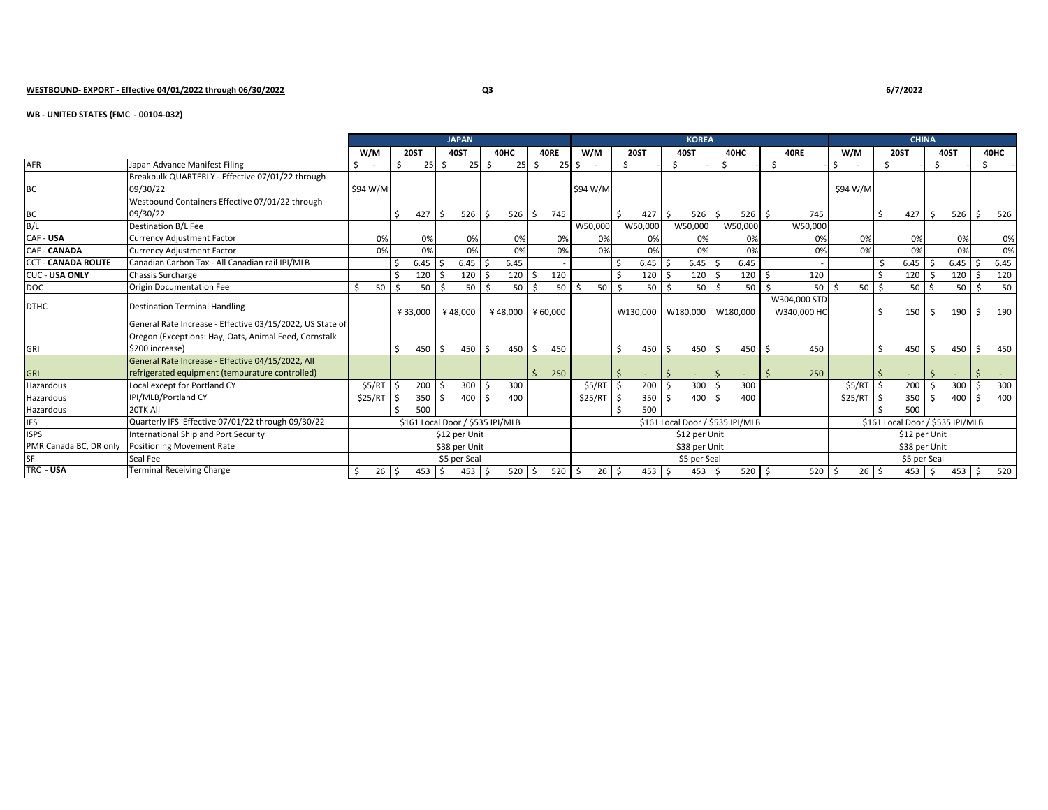**WESTBOUND- EXPORT - Effective 04/01/2022 through 06/30/2022** Q3 6/7/2022

**WB - UNITED STATES (FMC - 00104-032)**

| | | JAPAN | | | | | KOREA | | | | | CHINA | | | |
|---|---|---|---|---|---|---|---|---|---|---|---|---|---|---|---|
| | | W/M | 20ST | 40ST | 40HC | 40RE | W/M | 20ST | 40ST | 40HC | 40RE | W/M | 20ST | 40ST | 40HC |
| AFR | Japan Advance Manifest Filing | $ - | $ 25 | $ 25 | $ 25 | $ 25 | $ - | $ - | $ - | $ - | $ - | $ - | $ - | $ - | $ - |
| BC | Breakbulk QUARTERLY - Effective 07/01/22 through 09/30/22 | $94 W/M | | | | | $94 W/M | | | | | $94 W/M | | | |
| BC | Westbound Containers Effective 07/01/22 through 09/30/22 | | $ 427 | $ 526 | $ 526 | $ 745 | | $ 427 | $ 526 | $ 526 | $ 745 | | $ 427 | $ 526 | $ 526 |
| B/L | Destination B/L Fee | | | | | | W50,000 | W50,000 | W50,000 | W50,000 | W50,000 | | | | |
| CAF - **USA** | Currency Adjustment Factor | 0% | 0% | 0% | 0% | 0% | 0% | 0% | 0% | 0% | 0% | 0% | 0% | 0% | 0% |
| CAF - **CANADA** | Currency Adjustment Factor | 0% | 0% | 0% | 0% | 0% | 0% | 0% | 0% | 0% | 0% | 0% | 0% | 0% | 0% |
| CCT - **CANADA ROUTE** | Canadian Carbon Tax - All Canadian rail IPI/MLB | | $ 6.45 | $ 6.45 | $ 6.45 | - | | $ 6.45 | $ 6.45 | $ 6.45 | - | | $ 6.45 | $ 6.45 | $ 6.45 |
| CUC - **USA ONLY** | Chassis Surcharge | | $ 120 | $ 120 | $ 120 | $ 120 | | $ 120 | $ 120 | $ 120 | $ 120 | | $ 120 | $ 120 | $ 120 |
| DOC | Origin Documentation Fee | $ 50 | $ 50 | $ 50 | $ 50 | $ 50 | $ 50 | $ 50 | $ 50 | $ 50 | $ 50 | $ 50 | $ 50 | $ 50 | $ 50 |
| DTHC | Destination Terminal Handling | | ¥ 33,000 | ¥ 48,000 | ¥ 48,000 | ¥ 60,000 | | W130,000 | W180,000 | W180,000 | W304,000 STD W340,000 HC | | $ 150 | $ 190 | $ 190 |
| GRI | General Rate Increase - Effective 03/15/2022, US State of Oregon (Exceptions: Hay, Oats, Animal Feed, Cornstalk $200 increase) | | $ 450 | $ 450 | $ 450 | $ 450 | | $ 450 | $ 450 | $ 450 | $ 450 | | $ 450 | $ 450 | $ 450 |
| GRI | General Rate Increase - Effective 04/15/2022, All refrigerated equipment (tempurature controlled) | | | | | $ 250 | | $ - | $ - | $ - | $ 250 | | $ - | $ - | $ - |
| Hazardous | Local except for Portland CY | $5/RT | $ 200 | $ 300 | $ 300 | | $5/RT | $ 200 | $ 300 | $ 300 | | $5/RT | $ 200 | $ 300 | $ 300 |
| Hazardous | IPI/MLB/Portland CY | $25/RT | $ 350 | $ 400 | $ 400 | | $25/RT | $ 350 | $ 400 | $ 400 | | $25/RT | $ 350 | $ 400 | $ 400 |
| Hazardous | 20TK All | | $ 500 | | | | | $ 500 | | | | | $ 500 | | |
| IFS | Quarterly IFS Effective 07/01/22 through 09/30/22 | $161 Local Door / $535 IPI/MLB | | | | | $161 Local Door / $535 IPI/MLB | | | | | $161 Local Door / $535 IPI/MLB | | | |
| ISPS | International Ship and Port Security | $12 per Unit | | | | | $12 per Unit | | | | | $12 per Unit | | | |
| PMR Canada BC, DR only | Positioning Movement Rate | $38 per Unit | | | | | $38 per Unit | | | | | $38 per Unit | | | |
| SF | Seal Fee | $5 per Seal | | | | | $5 per Seal | | | | | $5 per Seal | | | |
| TRC - **USA** | Terminal Receiving Charge | $ 26 | $ 453 | $ 453 | $ 520 | $ 520 | $ 26 | $ 453 | $ 453 | $ 520 | $ 520 | $ 26 | $ 453 | $ 453 | $ 520 |